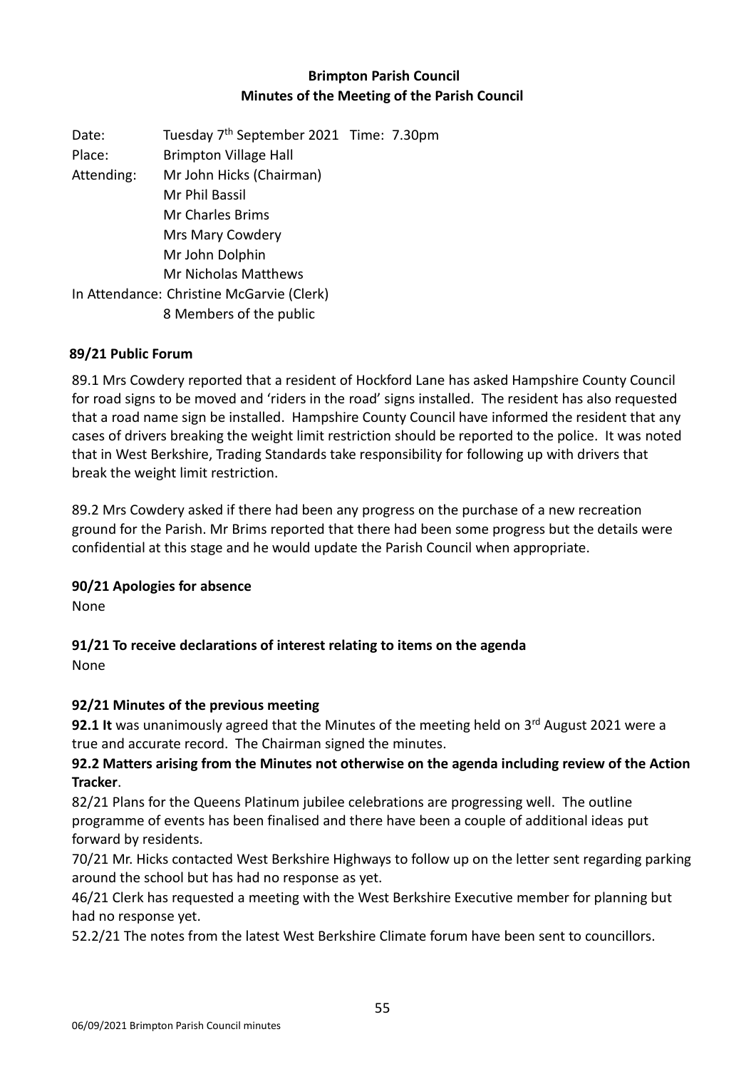# Brimpton Parish Council
## Minutes of the Meeting of the Parish Council

Date: Tuesday 7th September 2021 Time: 7.30pm
Place: Brimpton Village Hall
Attending: Mr John Hicks (Chairman)
Mr Phil Bassil
Mr Charles Brims
Mrs Mary Cowdery
Mr John Dolphin
Mr Nicholas Matthews
In Attendance: Christine McGarvie (Clerk)
8 Members of the public

### 89/21 Public Forum

89.1 Mrs Cowdery reported that a resident of Hockford Lane has asked Hampshire County Council for road signs to be moved and 'riders in the road' signs installed. The resident has also requested that a road name sign be installed. Hampshire County Council have informed the resident that any cases of drivers breaking the weight limit restriction should be reported to the police. It was noted that in West Berkshire, Trading Standards take responsibility for following up with drivers that break the weight limit restriction.

89.2 Mrs Cowdery asked if there had been any progress on the purchase of a new recreation ground for the Parish. Mr Brims reported that there had been some progress but the details were confidential at this stage and he would update the Parish Council when appropriate.

### 90/21 Apologies for absence

None

### 91/21 To receive declarations of interest relating to items on the agenda

None

### 92/21 Minutes of the previous meeting

**92.1 It** was unanimously agreed that the Minutes of the meeting held on 3rd August 2021 were a true and accurate record. The Chairman signed the minutes.

**92.2 Matters arising from the Minutes not otherwise on the agenda including review of the Action Tracker**.

82/21 Plans for the Queens Platinum jubilee celebrations are progressing well. The outline programme of events has been finalised and there have been a couple of additional ideas put forward by residents.

70/21 Mr. Hicks contacted West Berkshire Highways to follow up on the letter sent regarding parking around the school but has had no response as yet.

46/21 Clerk has requested a meeting with the West Berkshire Executive member for planning but had no response yet.

52.2/21 The notes from the latest West Berkshire Climate forum have been sent to councillors.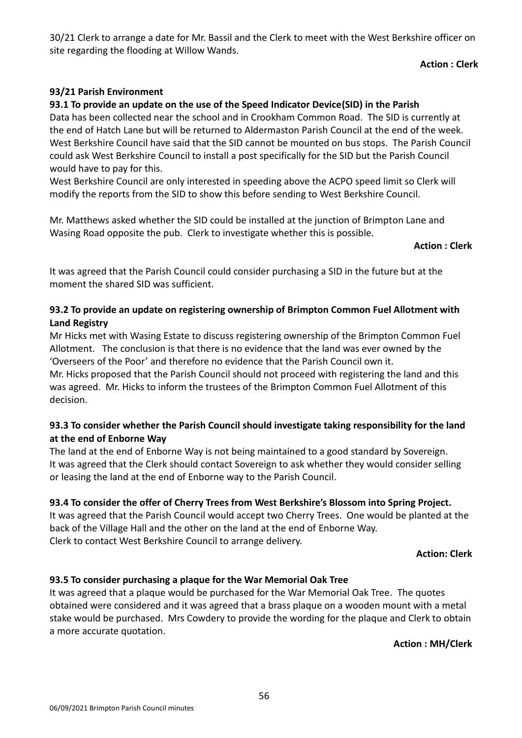30/21 Clerk to arrange a date for Mr. Bassil and the Clerk to meet with the West Berkshire officer on site regarding the flooding at Willow Wands.

**Action : Clerk**

### 93/21 Parish Environment

#### 93.1 To provide an update on the use of the Speed Indicator Device(SID) in the Parish

Data has been collected near the school and in Crookham Common Road. The SID is currently at the end of Hatch Lane but will be returned to Aldermaston Parish Council at the end of the week. West Berkshire Council have said that the SID cannot be mounted on bus stops. The Parish Council could ask West Berkshire Council to install a post specifically for the SID but the Parish Council would have to pay for this.

West Berkshire Council are only interested in speeding above the ACPO speed limit so Clerk will modify the reports from the SID to show this before sending to West Berkshire Council.

Mr. Matthews asked whether the SID could be installed at the junction of Brimpton Lane and Wasing Road opposite the pub. Clerk to investigate whether this is possible.

**Action : Clerk**

It was agreed that the Parish Council could consider purchasing a SID in the future but at the moment the shared SID was sufficient.

#### 93.2 To provide an update on registering ownership of Brimpton Common Fuel Allotment with Land Registry

Mr Hicks met with Wasing Estate to discuss registering ownership of the Brimpton Common Fuel Allotment. The conclusion is that there is no evidence that the land was ever owned by the 'Overseers of the Poor' and therefore no evidence that the Parish Council own it.

Mr. Hicks proposed that the Parish Council should not proceed with registering the land and this was agreed. Mr. Hicks to inform the trustees of the Brimpton Common Fuel Allotment of this decision.

#### 93.3 To consider whether the Parish Council should investigate taking responsibility for the land at the end of Enborne Way

The land at the end of Enborne Way is not being maintained to a good standard by Sovereign. It was agreed that the Clerk should contact Sovereign to ask whether they would consider selling or leasing the land at the end of Enborne way to the Parish Council.

#### 93.4 To consider the offer of Cherry Trees from West Berkshire's Blossom into Spring Project.

It was agreed that the Parish Council would accept two Cherry Trees. One would be planted at the back of the Village Hall and the other on the land at the end of Enborne Way.
Clerk to contact West Berkshire Council to arrange delivery.

**Action: Clerk**

#### 93.5 To consider purchasing a plaque for the War Memorial Oak Tree

It was agreed that a plaque would be purchased for the War Memorial Oak Tree. The quotes obtained were considered and it was agreed that a brass plaque on a wooden mount with a metal stake would be purchased. Mrs Cowdery to provide the wording for the plaque and Clerk to obtain a more accurate quotation.

**Action : MH/Clerk**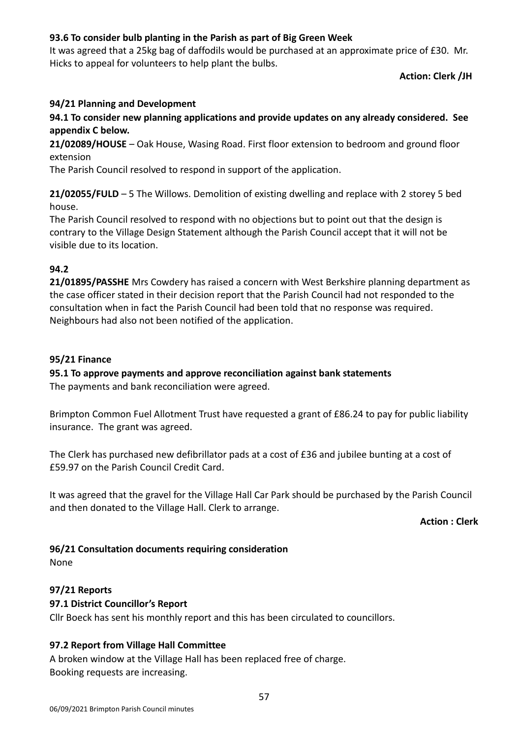**93.6 To consider bulb planting in the Parish as part of Big Green Week**

It was agreed that a 25kg bag of daffodils would be purchased at an approximate price of £30. Mr. Hicks to appeal for volunteers to help plant the bulbs.

**Action: Clerk /JH**

**94/21 Planning and Development**

**94.1 To consider new planning applications and provide updates on any already considered. See appendix C below.**

**21/02089/HOUSE** – Oak House, Wasing Road. First floor extension to bedroom and ground floor extension

The Parish Council resolved to respond in support of the application.

**21/02055/FULD** – 5 The Willows. Demolition of existing dwelling and replace with 2 storey 5 bed house.

The Parish Council resolved to respond with no objections but to point out that the design is contrary to the Village Design Statement although the Parish Council accept that it will not be visible due to its location.

**94.2**

**21/01895/PASSHE** Mrs Cowdery has raised a concern with West Berkshire planning department as the case officer stated in their decision report that the Parish Council had not responded to the consultation when in fact the Parish Council had been told that no response was required. Neighbours had also not been notified of the application.

**95/21 Finance**

**95.1 To approve payments and approve reconciliation against bank statements**

The payments and bank reconciliation were agreed.

Brimpton Common Fuel Allotment Trust have requested a grant of £86.24 to pay for public liability insurance. The grant was agreed.

The Clerk has purchased new defibrillator pads at a cost of £36 and jubilee bunting at a cost of £59.97 on the Parish Council Credit Card.

It was agreed that the gravel for the Village Hall Car Park should be purchased by the Parish Council and then donated to the Village Hall. Clerk to arrange.

**Action : Clerk**

**96/21 Consultation documents requiring consideration**

None

**97/21 Reports**

**97.1 District Councillor's Report**

Cllr Boeck has sent his monthly report and this has been circulated to councillors.

**97.2 Report from Village Hall Committee**

A broken window at the Village Hall has been replaced free of charge.
Booking requests are increasing.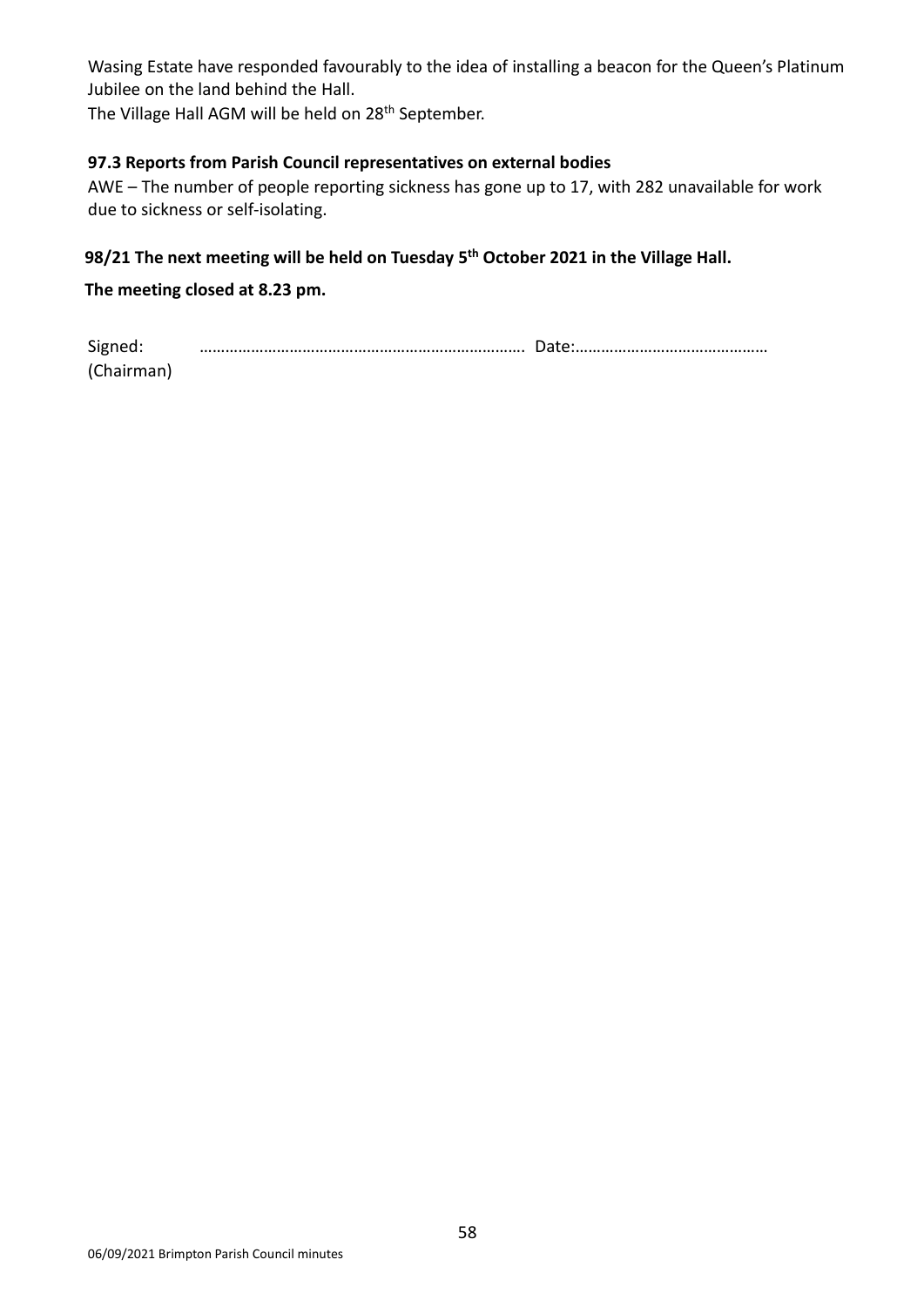Wasing Estate have responded favourably to the idea of installing a beacon for the Queen's Platinum Jubilee on the land behind the Hall.
The Village Hall AGM will be held on 28th September.

**97.3 Reports from Parish Council representatives on external bodies**

AWE – The number of people reporting sickness has gone up to 17, with 282 unavailable for work due to sickness or self-isolating.

**98/21 The next meeting will be held on Tuesday 5th October 2021 in the Village Hall.**

**The meeting closed at 8.23 pm.**

Signed: ………………………………………………………………. Date:………………………………………
(Chairman)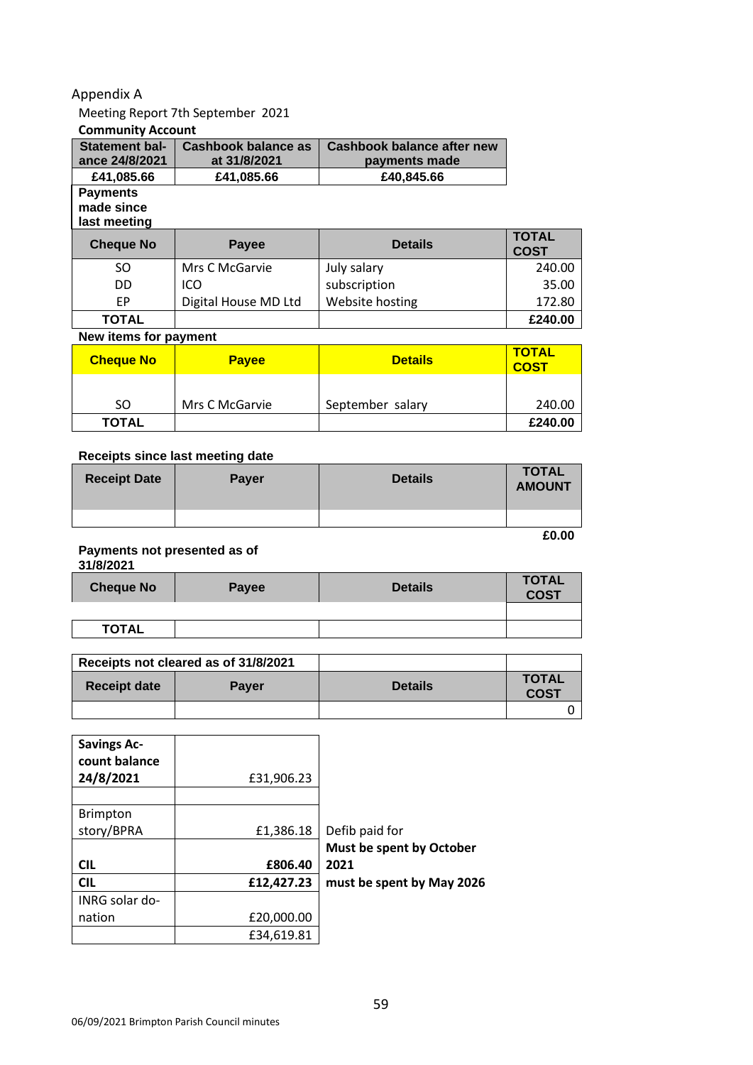Appendix A

Meeting Report 7th September 2021

**Community Account**

| Statement balance 24/8/2021 | Cashbook balance as at 31/8/2021 | Cashbook balance after new payments made |
|---|---|---|
| £41,085.66 | £41,085.66 | £40,845.66 |

**Payments made since last meeting**

| Cheque No | Payee | Details | TOTAL COST |
|---|---|---|---|
| SO | Mrs C McGarvie | July salary | 240.00 |
| DD | ICO | subscription | 35.00 |
| EP | Digital House MD Ltd | Website hosting | 172.80 |
| TOTAL | | | £240.00 |

**New items for payment**

| Cheque No | Payee | Details | TOTAL COST |
|---|---|---|---|
| SO | Mrs C McGarvie | September salary | 240.00 |
| TOTAL | | | £240.00 |

**Receipts since last meeting date**

| Receipt Date | Payer | Details | TOTAL AMOUNT |
|---|---|---|---|
| | | | |
| | | | £0.00 |

**Payments not presented as of 31/8/2021**

| Cheque No | Payee | Details | TOTAL COST |
|---|---|---|---|
| | | | |
| TOTAL | | | |

| Receipts not cleared as of 31/8/2021 | | | |
|---|---|---|---|
| **Receipt date** | **Payer** | **Details** | **TOTAL COST** |
| | | | 0 |

| **Savings Account balance 24/8/2021** | £31,906.23 | |
|---|---|---|
| | | |
| Brimpton story/BPRA | £1,386.18 | Defib paid for |
| **CIL** | **£806.40** | **Must be spent by October 2021** |
| **CIL** | **£12,427.23** | **must be spent by May 2026** |
| INRG solar donation | £20,000.00 | |
| | £34,619.81 | |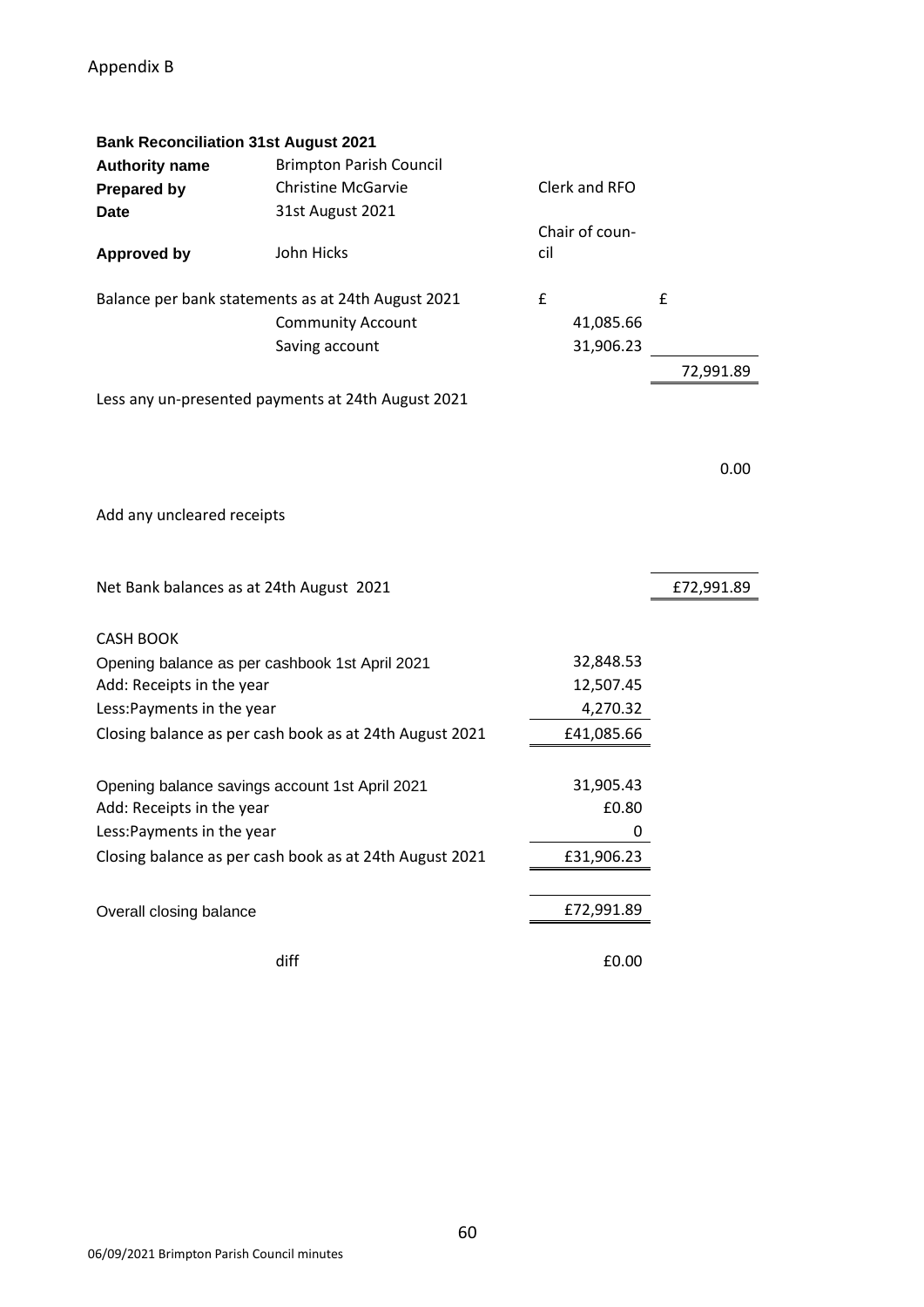Appendix B

**Bank Reconciliation 31st August 2021**

| | | | |
|---|---|---|---|
| **Authority name** | Brimpton Parish Council | | |
| **Prepared by** | Christine McGarvie | Clerk and RFO | |
| **Date** | 31st August 2021 | | |
| **Approved by** | John Hicks | Chair of council | |
| Balance per bank statements as at 24th August 2021 | | £ | £ |
| | Community Account | 41,085.66 | |
| | Saving account | 31,906.23 | |
| | | | 72,991.89 |
| Less any un-presented payments at 24th August 2021 | | | |
| | | | 0.00 |
| Add any uncleared receipts | | | |
| Net Bank balances as at 24th August 2021 | | | £72,991.89 |

**CASH BOOK**

| | |
|---|---|
| Opening balance as per cashbook 1st April 2021 | 32,848.53 |
| Add: Receipts in the year | 12,507.45 |
| Less:Payments in the year | 4,270.32 |
| Closing balance as per cash book as at 24th August 2021 | £41,085.66 |
| Opening balance savings account 1st April 2021 | 31,905.43 |
| Add: Receipts in the year | £0.80 |
| Less:Payments in the year | 0 |
| Closing balance as per cash book as at 24th August 2021 | £31,906.23 |
| Overall closing balance | £72,991.89 |
| diff | £0.00 |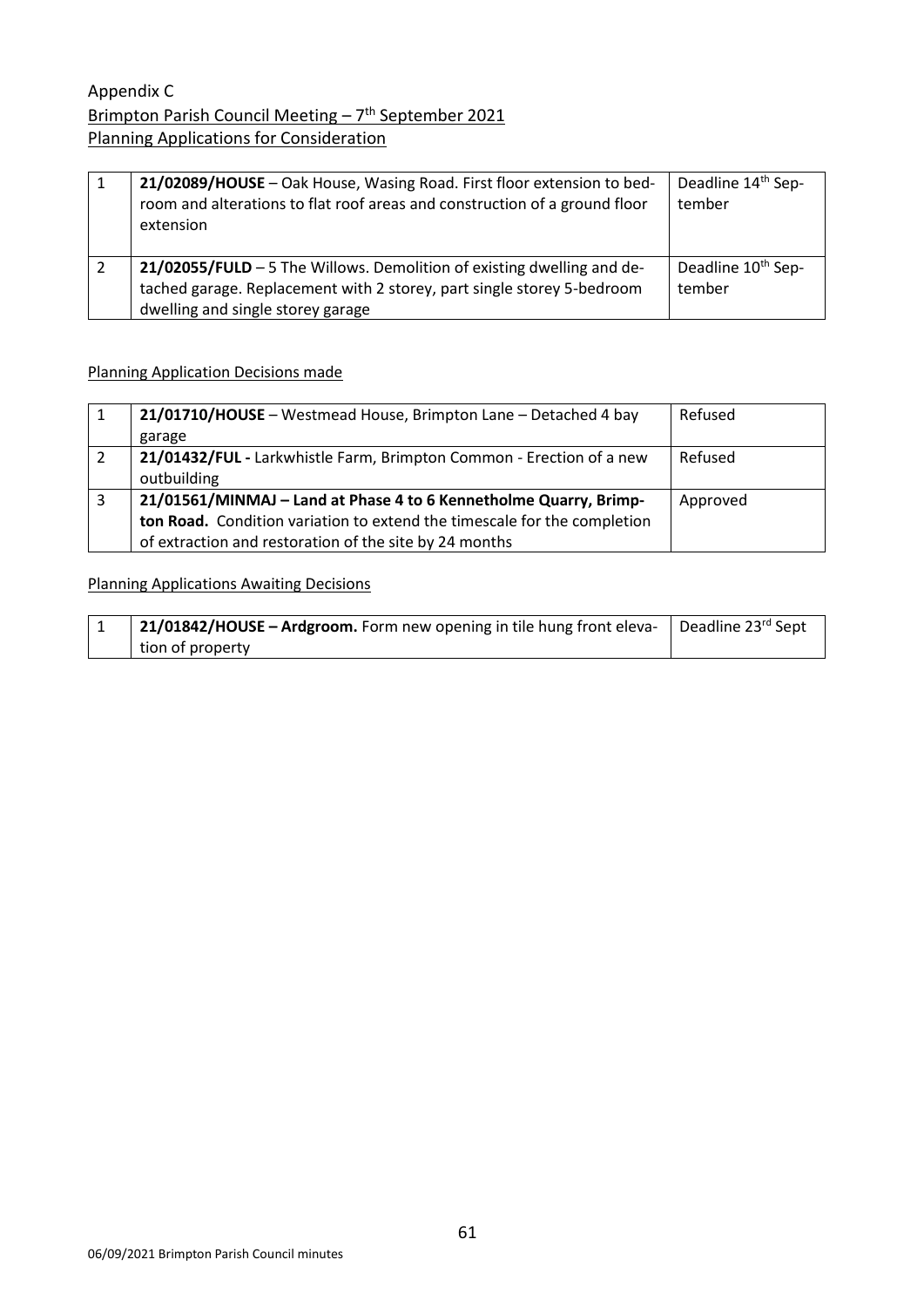Appendix C

Brimpton Parish Council Meeting – 7th September 2021

Planning Applications for Consideration

| | | |
|---|---|---|
| 1 | **21/02089/HOUSE** – Oak House, Wasing Road. First floor extension to bedroom and alterations to flat roof areas and construction of a ground floor extension | Deadline 14th September |
| 2 | **21/02055/FULD** – 5 The Willows. Demolition of existing dwelling and detached garage. Replacement with 2 storey, part single storey 5-bedroom dwelling and single storey garage | Deadline 10th September |

Planning Application Decisions made

| | | |
|---|---|---|
| 1 | **21/01710/HOUSE** – Westmead House, Brimpton Lane – Detached 4 bay garage | Refused |
| 2 | **21/01432/FUL -** Larkwhistle Farm, Brimpton Common - Erection of a new outbuilding | Refused |
| 3 | **21/01561/MINMAJ – Land at Phase 4 to 6 Kennetholme Quarry, Brimpton Road.** Condition variation to extend the timescale for the completion of extraction and restoration of the site by 24 months | Approved |

Planning Applications Awaiting Decisions

| | | |
|---|---|---|
| 1 | **21/01842/HOUSE – Ardgroom.** Form new opening in tile hung front elevation of property | Deadline 23rd Sept |